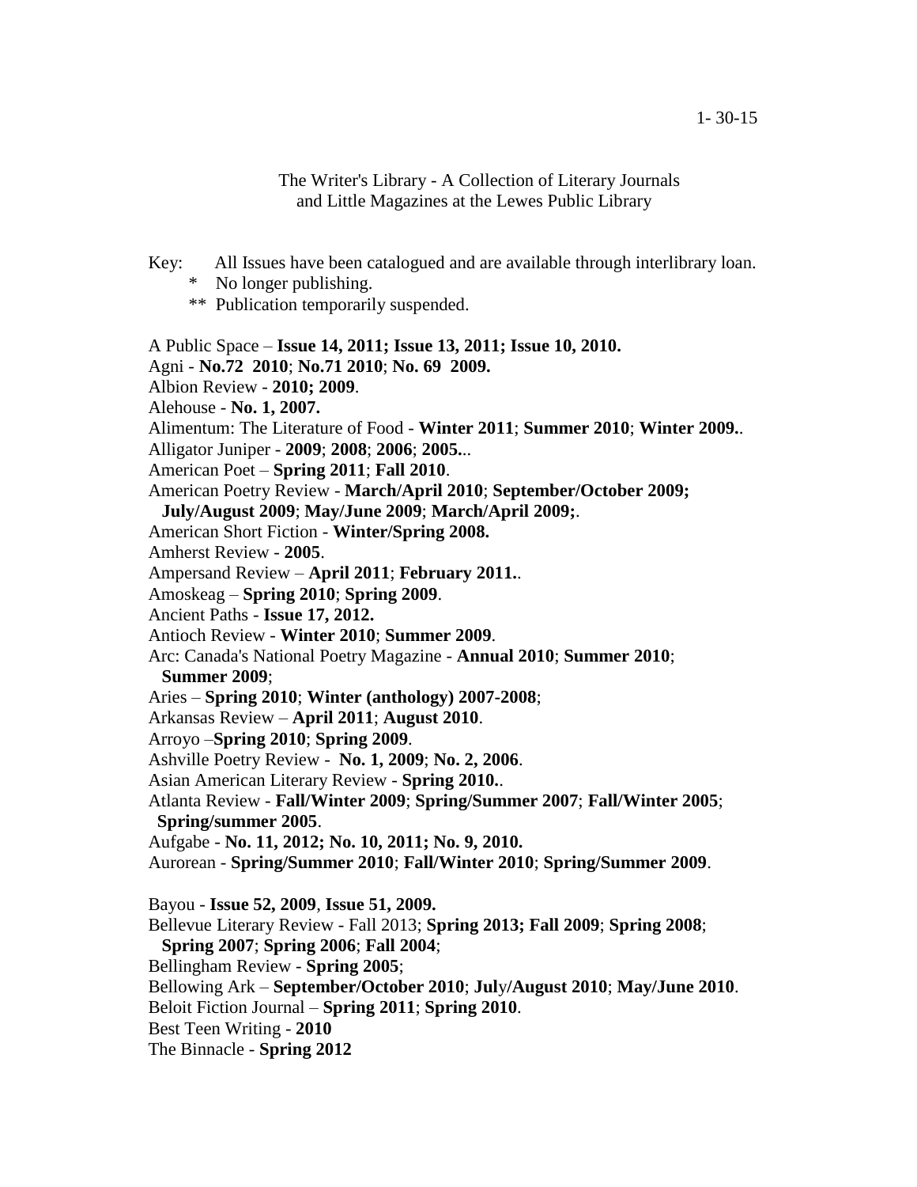1- 30-15

The Writer's Library - A Collection of Literary Journals
and Little Magazines at the Lewes Public Library

Key: All Issues have been catalogued and are available through interlibrary loan.
- \* No longer publishing.
- \*\* Publication temporarily suspended.

A Public Space – **Issue 14, 2011; Issue 13, 2011; Issue 10, 2010.**
Agni - **No.72 2010**; **No.71 2010**; **No. 69 2009.**
Albion Review - **2010; 2009**.
Alehouse - **No. 1, 2007.**
Alimentum: The Literature of Food - **Winter 2011**; **Summer 2010**; **Winter 2009.**.
Alligator Juniper - **2009**; **2008**; **2006**; **2005.**..
American Poet – **Spring 2011**; **Fall 2010**.
American Poetry Review - **March/April 2010**; **September/October 2009; July/August 2009**; **May/June 2009**; **March/April 2009;**.
American Short Fiction - **Winter/Spring 2008.**
Amherst Review - **2005**.
Ampersand Review – **April 2011**; **February 2011.**.
Amoskeag – **Spring 2010**; **Spring 2009**.
Ancient Paths - **Issue 17, 2012.**
Antioch Review - **Winter 2010**; **Summer 2009**.
Arc: Canada's National Poetry Magazine - **Annual 2010**; **Summer 2010**; **Summer 2009**;
Aries – **Spring 2010**; **Winter (anthology) 2007-2008**;
Arkansas Review – **April 2011**; **August 2010**.
Arroyo –**Spring 2010**; **Spring 2009**.
Ashville Poetry Review - **No. 1, 2009**; **No. 2, 2006**.
Asian American Literary Review - **Spring 2010.**.
Atlanta Review - **Fall/Winter 2009**; **Spring/Summer 2007**; **Fall/Winter 2005**; **Spring/summer 2005**.
Aufgabe - **No. 11, 2012; No. 10, 2011; No. 9, 2010.**
Aurorean - **Spring/Summer 2010**; **Fall/Winter 2010**; **Spring/Summer 2009**.

Bayou - **Issue 52, 2009**, **Issue 51, 2009.**
Bellevue Literary Review - Fall 2013; **Spring 2013; Fall 2009**; **Spring 2008**; **Spring 2007**; **Spring 2006**; **Fall 2004**;
Bellingham Review - **Spring 2005**;
Bellowing Ark – **September/October 2010**; **July/August 2010**; **May/June 2010**.
Beloit Fiction Journal – **Spring 2011**; **Spring 2010**.
Best Teen Writing - **2010**
The Binnacle - **Spring 2012**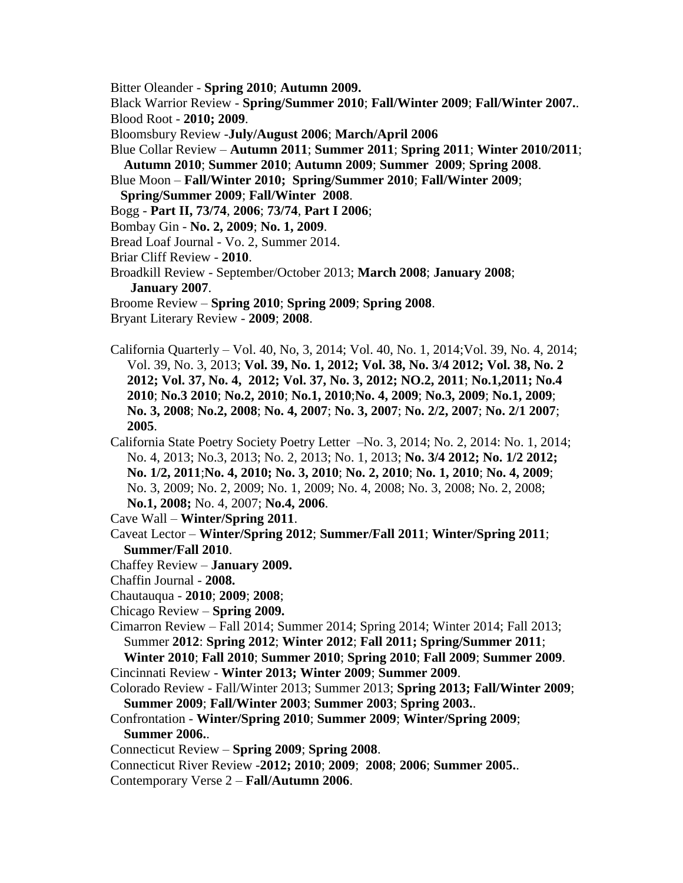Bitter Oleander - **Spring 2010**; **Autumn 2009.**

Black Warrior Review - **Spring/Summer 2010**; **Fall/Winter 2009**; **Fall/Winter 2007.**.

Blood Root - **2010; 2009**.

Bloomsbury Review -**July/August 2006**; **March/April 2006**

Blue Collar Review – **Autumn 2011**; **Summer 2011**; **Spring 2011**; **Winter 2010/2011**; **Autumn 2010**; **Summer 2010**; **Autumn 2009**; **Summer 2009**; **Spring 2008**.

Blue Moon – **Fall/Winter 2010; Spring/Summer 2010**; **Fall/Winter 2009**; **Spring/Summer 2009**; **Fall/Winter 2008**.

Bogg - **Part II, 73/74**, **2006**; **73/74**, **Part I 2006**;

Bombay Gin - **No. 2, 2009**; **No. 1, 2009**.

Bread Loaf Journal - Vo. 2, Summer 2014.

Briar Cliff Review - **2010**.

Broadkill Review - September/October 2013; **March 2008**; **January 2008**; **January 2007**.

Broome Review – **Spring 2010**; **Spring 2009**; **Spring 2008**.

Bryant Literary Review - **2009**; **2008**.

California Quarterly – Vol. 40, No, 3, 2014; Vol. 40, No. 1, 2014;Vol. 39, No. 4, 2014; Vol. 39, No. 3, 2013; **Vol. 39, No. 1, 2012; Vol. 38, No. 3/4 2012; Vol. 38, No. 2 2012; Vol. 37, No. 4, 2012; Vol. 37, No. 3, 2012; NO.2, 2011**; **No.1,2011; No.4 2010**; **No.3 2010**; **No.2, 2010**; **No.1, 2010**;**No. 4, 2009**; **No.3, 2009**; **No.1, 2009**; **No. 3, 2008**; **No.2, 2008**; **No. 4, 2007**; **No. 3, 2007**; **No. 2/2, 2007**; **No. 2/1 2007**; **2005**.

California State Poetry Society Poetry Letter –No. 3, 2014; No. 2, 2014: No. 1, 2014; No. 4, 2013; No.3, 2013; No. 2, 2013; No. 1, 2013; **No. 3/4 2012; No. 1/2 2012; No. 1/2, 2011**;**No. 4, 2010; No. 3, 2010**; **No. 2, 2010**; **No. 1, 2010**; **No. 4, 2009**; No. 3, 2009; No. 2, 2009; No. 1, 2009; No. 4, 2008; No. 3, 2008; No. 2, 2008; **No.1, 2008;** No. 4, 2007; **No.4, 2006**.

Cave Wall – **Winter/Spring 2011**.

Caveat Lector – **Winter/Spring 2012**; **Summer/Fall 2011**; **Winter/Spring 2011**; **Summer/Fall 2010**.

Chaffey Review – **January 2009.**

Chaffin Journal - **2008.**

Chautauqua - **2010**; **2009**; **2008**;

Chicago Review – **Spring 2009.**

Cimarron Review – Fall 2014; Summer 2014; Spring 2014; Winter 2014; Fall 2013; Summer **2012**: **Spring 2012**; **Winter 2012**; **Fall 2011; Spring/Summer 2011**; **Winter 2010**; **Fall 2010**; **Summer 2010**; **Spring 2010**; **Fall 2009**; **Summer 2009**.

Cincinnati Review - **Winter 2013; Winter 2009**; **Summer 2009**.

Colorado Review - Fall/Winter 2013; Summer 2013; **Spring 2013; Fall/Winter 2009**; **Summer 2009**; **Fall/Winter 2003**; **Summer 2003**; **Spring 2003.**.

Confrontation - **Winter/Spring 2010**; **Summer 2009**; **Winter/Spring 2009**; **Summer 2006.**.

Connecticut Review – **Spring 2009**; **Spring 2008**.

Connecticut River Review -**2012; 2010**; **2009**; **2008**; **2006**; **Summer 2005.**.

Contemporary Verse 2 – **Fall/Autumn 2006**.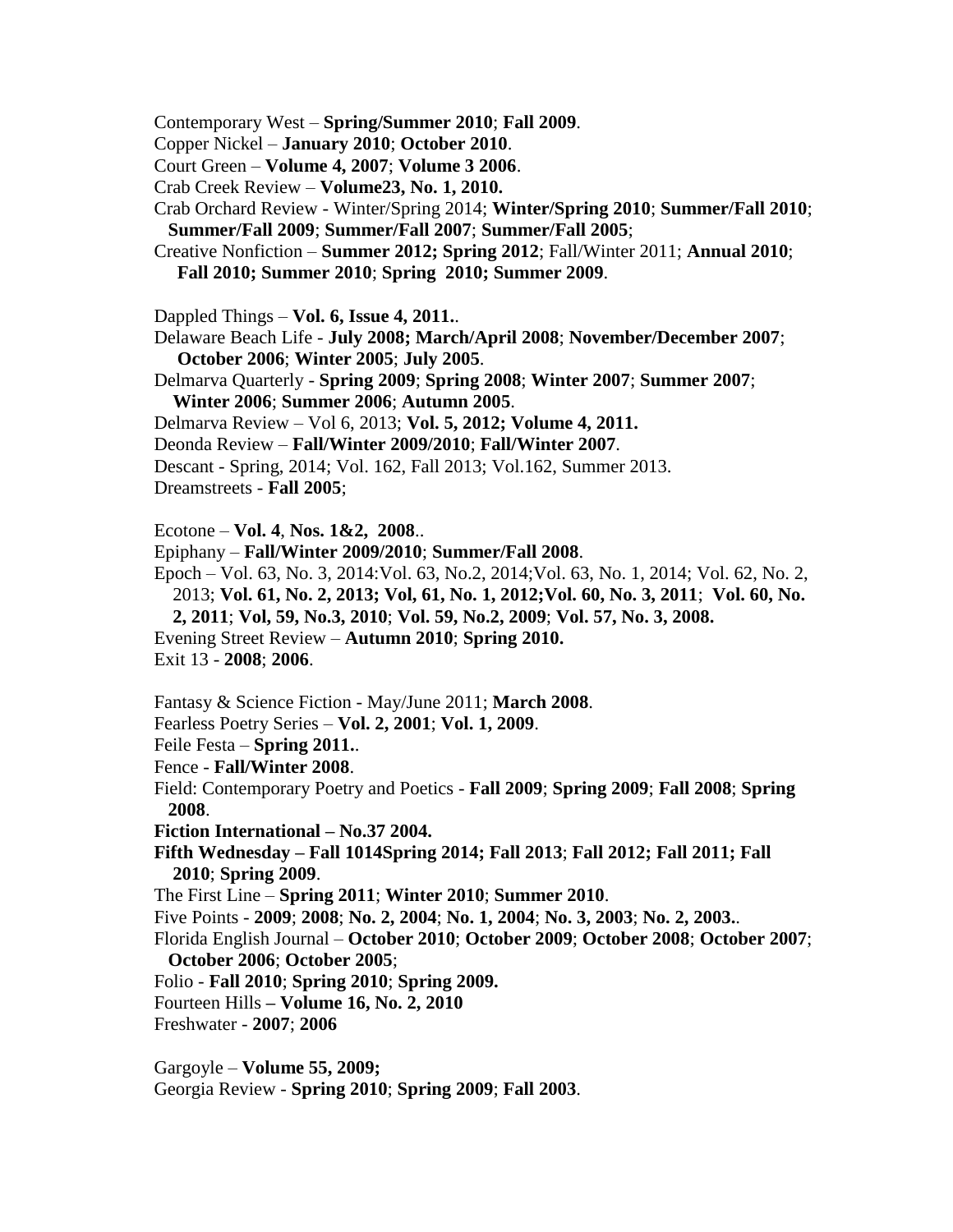Contemporary West – **Spring/Summer 2010**; **Fall 2009**.
Copper Nickel – **January 2010**; **October 2010**.
Court Green – **Volume 4, 2007**; **Volume 3 2006**.
Crab Creek Review – **Volume23, No. 1, 2010.**
Crab Orchard Review - Winter/Spring 2014; **Winter/Spring 2010**; **Summer/Fall 2010**; **Summer/Fall 2009**; **Summer/Fall 2007**; **Summer/Fall 2005**;
Creative Nonfiction – **Summer 2012; Spring 2012**; Fall/Winter 2011; **Annual 2010**; **Fall 2010; Summer 2010**; **Spring 2010; Summer 2009**.

Dappled Things – **Vol. 6, Issue 4, 2011.**.
Delaware Beach Life - **July 2008; March/April 2008**; **November/December 2007**; **October 2006**; **Winter 2005**; **July 2005**.
Delmarva Quarterly - **Spring 2009**; **Spring 2008**; **Winter 2007**; **Summer 2007**; **Winter 2006**; **Summer 2006**; **Autumn 2005**.
Delmarva Review – Vol 6, 2013; **Vol. 5, 2012; Volume 4, 2011.**
Deonda Review – **Fall/Winter 2009/2010**; **Fall/Winter 2007**.
Descant - Spring, 2014; Vol. 162, Fall 2013; Vol.162, Summer 2013.
Dreamstreets - **Fall 2005**;

Ecotone – **Vol. 4**, **Nos. 1&2, 2008**..
Epiphany – **Fall/Winter 2009/2010**; **Summer/Fall 2008**.
Epoch – Vol. 63, No. 3, 2014:Vol. 63, No.2, 2014;Vol. 63, No. 1, 2014; Vol. 62, No. 2, 2013; **Vol. 61, No. 2, 2013; Vol, 61, No. 1, 2012;Vol. 60, No. 3, 2011**; **Vol. 60, No. 2, 2011**; **Vol, 59, No.3, 2010**; **Vol. 59, No.2, 2009**; **Vol. 57, No. 3, 2008.**
Evening Street Review – **Autumn 2010**; **Spring 2010.**
Exit 13 - **2008**; **2006**.

Fantasy & Science Fiction - May/June 2011; **March 2008**.
Fearless Poetry Series – **Vol. 2, 2001**; **Vol. 1, 2009**.
Feile Festa – **Spring 2011.**.
Fence - **Fall/Winter 2008**.
Field: Contemporary Poetry and Poetics - **Fall 2009**; **Spring 2009**; **Fall 2008**; **Spring 2008**.
**Fiction International – No.37 2004.**
**Fifth Wednesday – Fall 1014Spring 2014; Fall 2013**; **Fall 2012; Fall 2011; Fall 2010**; **Spring 2009**.
The First Line – **Spring 2011**; **Winter 2010**; **Summer 2010**.
Five Points - **2009**; **2008**; **No. 2, 2004**; **No. 1, 2004**; **No. 3, 2003**; **No. 2, 2003.**.
Florida English Journal – **October 2010**; **October 2009**; **October 2008**; **October 2007**; **October 2006**; **October 2005**;
Folio - **Fall 2010**; **Spring 2010**; **Spring 2009.**
Fourteen Hills **– Volume 16, No. 2, 2010**
Freshwater - **2007**; **2006**

Gargoyle – **Volume 55, 2009;**
Georgia Review - **Spring 2010**; **Spring 2009**; **Fall 2003**.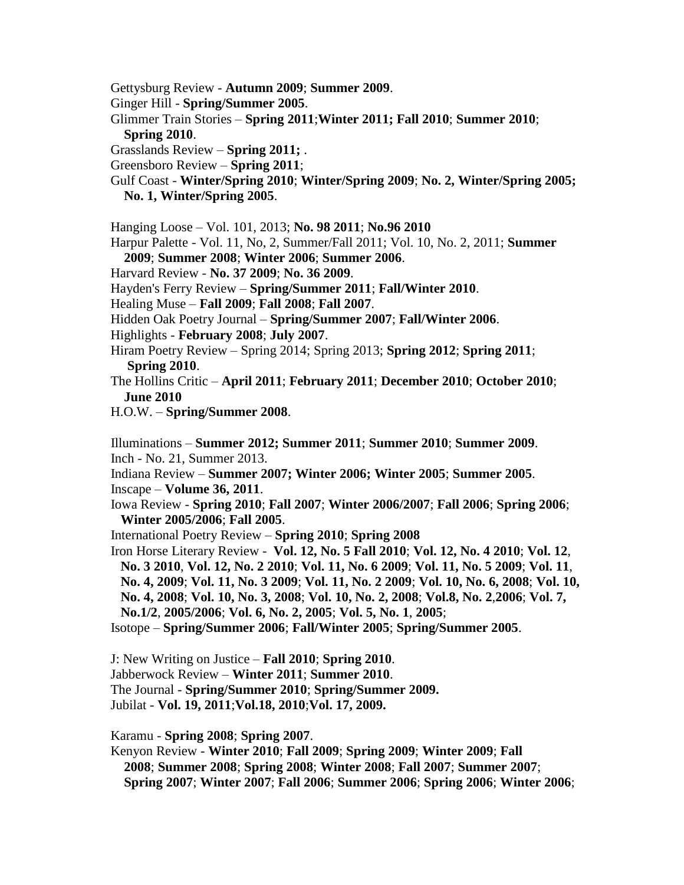Gettysburg Review - **Autumn 2009**; **Summer 2009**.
Ginger Hill - **Spring/Summer 2005**.
Glimmer Train Stories – **Spring 2011**;**Winter 2011; Fall 2010**; **Summer 2010**; **Spring 2010**.
Grasslands Review – **Spring 2011;** .
Greensboro Review – **Spring 2011**;
Gulf Coast - **Winter/Spring 2010**; **Winter/Spring 2009**; **No. 2, Winter/Spring 2005; No. 1, Winter/Spring 2005**.

Hanging Loose – Vol. 101, 2013; **No. 98 2011**; **No.96 2010**
Harpur Palette - Vol. 11, No, 2, Summer/Fall 2011; Vol. 10, No. 2, 2011; **Summer 2009**; **Summer 2008**; **Winter 2006**; **Summer 2006**.
Harvard Review - **No. 37 2009**; **No. 36 2009**.
Hayden's Ferry Review – **Spring/Summer 2011**; **Fall/Winter 2010**.
Healing Muse – **Fall 2009**; **Fall 2008**; **Fall 2007**.
Hidden Oak Poetry Journal – **Spring/Summer 2007**; **Fall/Winter 2006**.
Highlights - **February 2008**; **July 2007**.
Hiram Poetry Review – Spring 2014; Spring 2013; **Spring 2012**; **Spring 2011**; **Spring 2010**.
The Hollins Critic – **April 2011**; **February 2011**; **December 2010**; **October 2010**; **June 2010**
H.O.W. – **Spring/Summer 2008**.

Illuminations – **Summer 2012; Summer 2011**; **Summer 2010**; **Summer 2009**.
Inch - No. 21, Summer 2013.
Indiana Review – **Summer 2007; Winter 2006; Winter 2005**; **Summer 2005**.
Inscape – **Volume 36, 2011**.
Iowa Review - **Spring 2010**; **Fall 2007**; **Winter 2006/2007**; **Fall 2006**; **Spring 2006**; **Winter 2005/2006**; **Fall 2005**.
International Poetry Review – **Spring 2010**; **Spring 2008**
Iron Horse Literary Review - **Vol. 12, No. 5 Fall 2010**; **Vol. 12, No. 4 2010**; **Vol. 12**, **No. 3 2010**, **Vol. 12, No. 2 2010**; **Vol. 11, No. 6 2009**; **Vol. 11, No. 5 2009**; **Vol. 11**, **No. 4, 2009**; **Vol. 11, No. 3 2009**; **Vol. 11, No. 2 2009**; **Vol. 10, No. 6, 2008**; **Vol. 10, No. 4, 2008**; **Vol. 10, No. 3, 2008**; **Vol. 10, No. 2, 2008**; **Vol.8, No. 2**,**2006**; **Vol. 7, No.1/2**, **2005/2006**; **Vol. 6, No. 2, 2005**; **Vol. 5, No. 1**, **2005**;
Isotope – **Spring/Summer 2006**; **Fall/Winter 2005**; **Spring/Summer 2005**.

J: New Writing on Justice – **Fall 2010**; **Spring 2010**.
Jabberwock Review – **Winter 2011**; **Summer 2010**.
The Journal - **Spring/Summer 2010**; **Spring/Summer 2009.**
Jubilat - **Vol. 19, 2011**;**Vol.18, 2010**;**Vol. 17, 2009.**

Karamu - **Spring 2008**; **Spring 2007**.
Kenyon Review - **Winter 2010**; **Fall 2009**; **Spring 2009**; **Winter 2009**; **Fall 2008**; **Summer 2008**; **Spring 2008**; **Winter 2008**; **Fall 2007**; **Summer 2007**; **Spring 2007**; **Winter 2007**; **Fall 2006**; **Summer 2006**; **Spring 2006**; **Winter 2006**;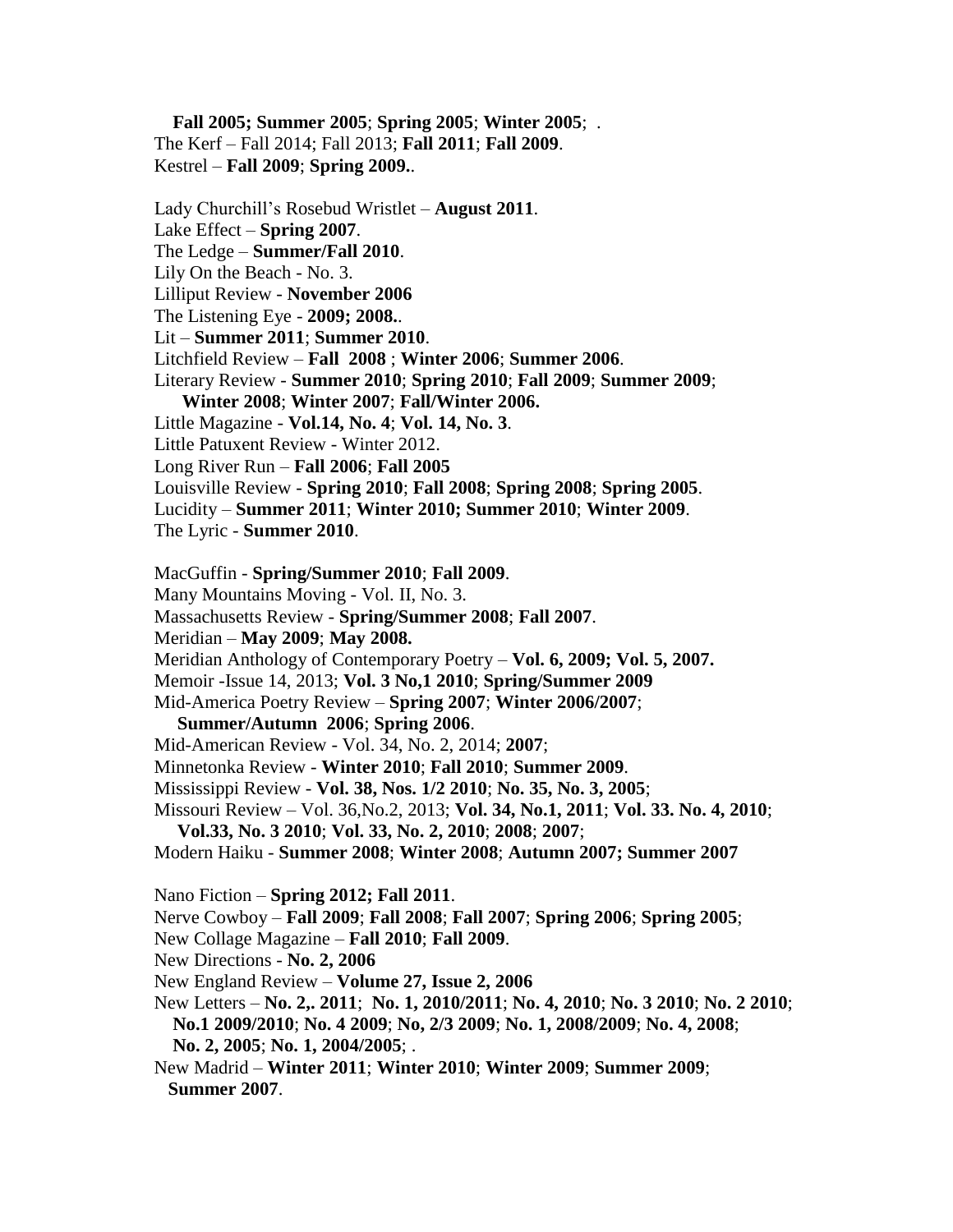**Fall 2005; Summer 2005**; **Spring 2005**; **Winter 2005**; .
The Kerf – Fall 2014; Fall 2013; **Fall 2011**; **Fall 2009**.
Kestrel – **Fall 2009**; **Spring 2009.**.

Lady Churchill's Rosebud Wristlet – **August 2011**.
Lake Effect – **Spring 2007**.
The Ledge – **Summer/Fall 2010**.
Lily On the Beach - No. 3.
Lilliput Review - **November 2006**
The Listening Eye - **2009; 2008.**.
Lit – **Summer 2011**; **Summer 2010**.
Litchfield Review – **Fall 2008** ; **Winter 2006**; **Summer 2006**.
Literary Review - **Summer 2010**; **Spring 2010**; **Fall 2009**; **Summer 2009**;
**Winter 2008**; **Winter 2007**; **Fall/Winter 2006.**
Little Magazine - **Vol.14, No. 4**; **Vol. 14, No. 3**.
Little Patuxent Review - Winter 2012.
Long River Run – **Fall 2006**; **Fall 2005**
Louisville Review - **Spring 2010**; **Fall 2008**; **Spring 2008**; **Spring 2005**.
Lucidity – **Summer 2011**; **Winter 2010; Summer 2010**; **Winter 2009**.
The Lyric - **Summer 2010**.

MacGuffin - **Spring/Summer 2010**; **Fall 2009**.
Many Mountains Moving - Vol. II, No. 3.
Massachusetts Review - **Spring/Summer 2008**; **Fall 2007**.
Meridian – **May 2009**; **May 2008.**
Meridian Anthology of Contemporary Poetry – **Vol. 6, 2009; Vol. 5, 2007.**
Memoir -Issue 14, 2013; **Vol. 3 No,1 2010**; **Spring/Summer 2009**
Mid-America Poetry Review – **Spring 2007**; **Winter 2006/2007**;
**Summer/Autumn 2006**; **Spring 2006**.
Mid-American Review - Vol. 34, No. 2, 2014; **2007**;
Minnetonka Review - **Winter 2010**; **Fall 2010**; **Summer 2009**.
Mississippi Review - **Vol. 38, Nos. 1/2 2010**; **No. 35, No. 3, 2005**;
Missouri Review – Vol. 36,No.2, 2013; **Vol. 34, No.1, 2011**; **Vol. 33. No. 4, 2010**;
**Vol.33, No. 3 2010**; **Vol. 33, No. 2, 2010**; **2008**; **2007**;
Modern Haiku - **Summer 2008**; **Winter 2008**; **Autumn 2007; Summer 2007**

Nano Fiction – **Spring 2012; Fall 2011**.
Nerve Cowboy – **Fall 2009**; **Fall 2008**; **Fall 2007**; **Spring 2006**; **Spring 2005**;
New Collage Magazine – **Fall 2010**; **Fall 2009**.
New Directions - **No. 2, 2006**
New England Review – **Volume 27, Issue 2, 2006**
New Letters – **No. 2,. 2011**; **No. 1, 2010/2011**; **No. 4, 2010**; **No. 3 2010**; **No. 2 2010**;
**No.1 2009/2010**; **No. 4 2009**; **No, 2/3 2009**; **No. 1, 2008/2009**; **No. 4, 2008**;
**No. 2, 2005**; **No. 1, 2004/2005**; .
New Madrid – **Winter 2011**; **Winter 2010**; **Winter 2009**; **Summer 2009**;
**Summer 2007**.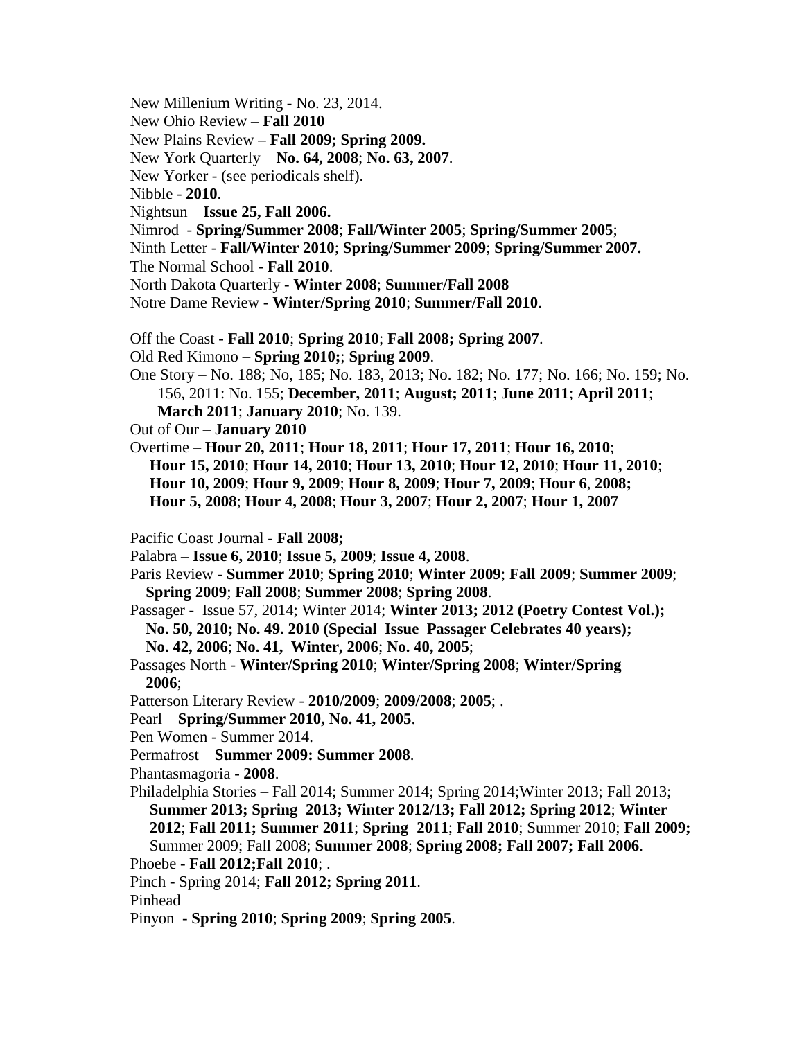New Millenium Writing - No. 23, 2014.

New Ohio Review – **Fall 2010**

New Plains Review **– Fall 2009; Spring 2009.**

New York Quarterly – **No. 64, 2008**; **No. 63, 2007**.

New Yorker - (see periodicals shelf).

Nibble - **2010**.

Nightsun – **Issue 25, Fall 2006.**

Nimrod - **Spring/Summer 2008**; **Fall/Winter 2005**; **Spring/Summer 2005**;

Ninth Letter - **Fall/Winter 2010**; **Spring/Summer 2009**; **Spring/Summer 2007.**

The Normal School - **Fall 2010**.

North Dakota Quarterly - **Winter 2008**; **Summer/Fall 2008**

Notre Dame Review - **Winter/Spring 2010**; **Summer/Fall 2010**.

Off the Coast - **Fall 2010**; **Spring 2010**; **Fall 2008; Spring 2007**.

Old Red Kimono – **Spring 2010;**; **Spring 2009**.

One Story – No. 188; No, 185; No. 183, 2013; No. 182; No. 177; No. 166; No. 159; No. 156, 2011: No. 155; **December, 2011**; **August; 2011**; **June 2011**; **April 2011**; **March 2011**; **January 2010**; No. 139.

Out of Our – **January 2010**

Overtime – **Hour 20, 2011**; **Hour 18, 2011**; **Hour 17, 2011**; **Hour 16, 2010**; **Hour 15, 2010**; **Hour 14, 2010**; **Hour 13, 2010**; **Hour 12, 2010**; **Hour 11, 2010**; **Hour 10, 2009**; **Hour 9, 2009**; **Hour 8, 2009**; **Hour 7, 2009**; **Hour 6**, **2008; Hour 5, 2008**; **Hour 4, 2008**; **Hour 3, 2007**; **Hour 2, 2007**; **Hour 1, 2007**

Pacific Coast Journal - **Fall 2008;**

Palabra – **Issue 6, 2010**; **Issue 5, 2009**; **Issue 4, 2008**.

Paris Review - **Summer 2010**; **Spring 2010**; **Winter 2009**; **Fall 2009**; **Summer 2009**; **Spring 2009**; **Fall 2008**; **Summer 2008**; **Spring 2008**.

Passager - Issue 57, 2014; Winter 2014; **Winter 2013; 2012 (Poetry Contest Vol.); No. 50, 2010; No. 49. 2010 (Special Issue Passager Celebrates 40 years); No. 42, 2006**; **No. 41, Winter, 2006**; **No. 40, 2005**;

Passages North - **Winter/Spring 2010**; **Winter/Spring 2008**; **Winter/Spring 2006**;

Patterson Literary Review - **2010/2009**; **2009/2008**; **2005**; .

Pearl – **Spring/Summer 2010, No. 41, 2005**.

Pen Women - Summer 2014.

Permafrost – **Summer 2009: Summer 2008**.

Phantasmagoria - **2008**.

Philadelphia Stories – Fall 2014; Summer 2014; Spring 2014;Winter 2013; Fall 2013; **Summer 2013; Spring 2013; Winter 2012/13; Fall 2012; Spring 2012**; **Winter 2012**; **Fall 2011; Summer 2011**; **Spring 2011**; **Fall 2010**; Summer 2010; **Fall 2009;** Summer 2009; Fall 2008; **Summer 2008**; **Spring 2008; Fall 2007; Fall 2006**.

Phoebe - **Fall 2012;Fall 2010**; .

Pinch - Spring 2014; **Fall 2012; Spring 2011**.

Pinhead

Pinyon - **Spring 2010**; **Spring 2009**; **Spring 2005**.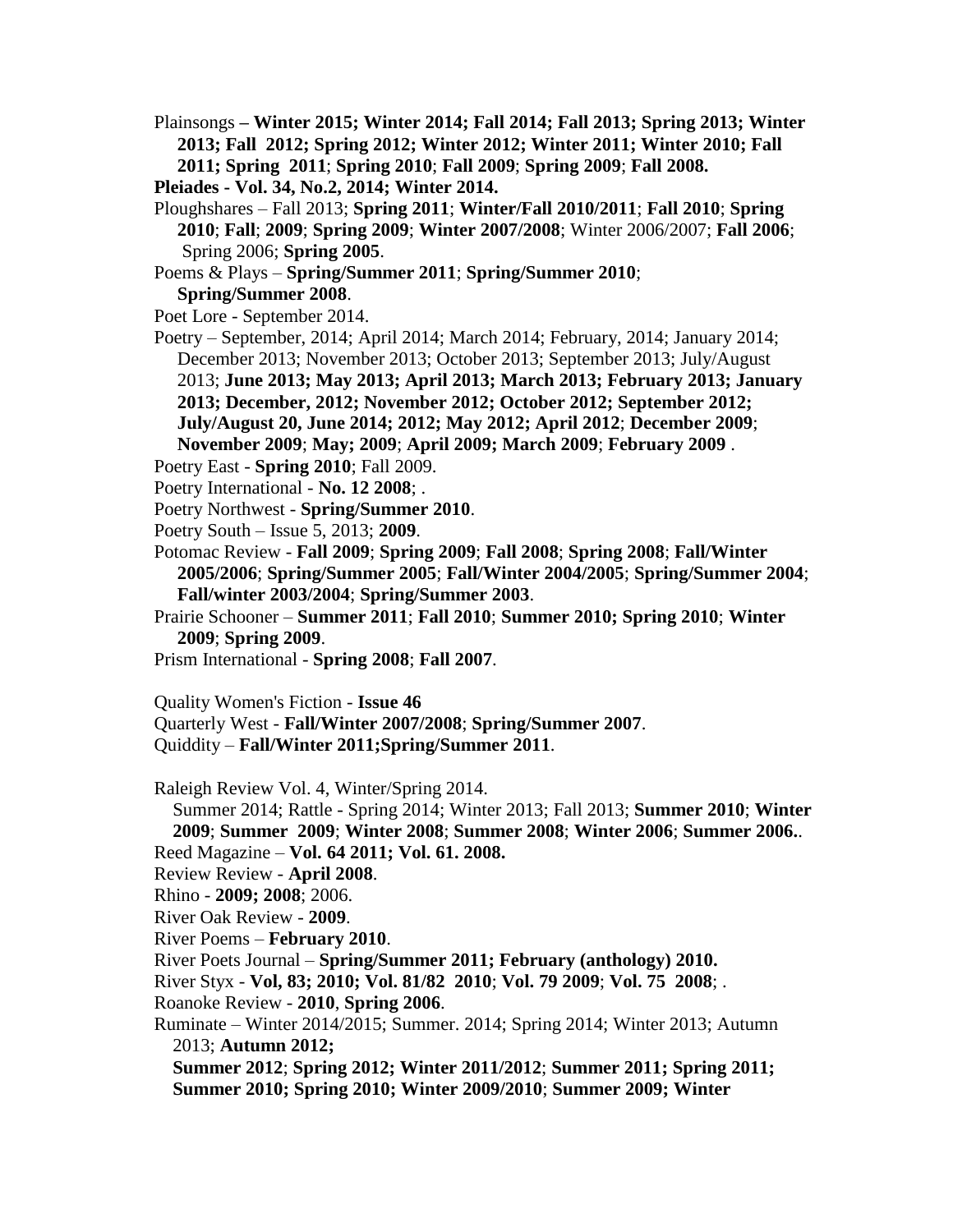Plainsongs – **Winter 2015; Winter 2014; Fall 2014; Fall 2013; Spring 2013; Winter 2013; Fall 2012; Spring 2012; Winter 2012; Winter 2011; Winter 2010; Fall 2011; Spring 2011**; **Spring 2010**; **Fall 2009**; **Spring 2009**; **Fall 2008.**

**Pleiades - Vol. 34, No.2, 2014; Winter 2014.**

Ploughshares – Fall 2013; **Spring 2011**; **Winter/Fall 2010/2011**; **Fall 2010**; **Spring 2010**; **Fall**; **2009**; **Spring 2009**; **Winter 2007/2008**; Winter 2006/2007; **Fall 2006**; Spring 2006; **Spring 2005**.

Poems & Plays – **Spring/Summer 2011**; **Spring/Summer 2010**; **Spring/Summer 2008**.

Poet Lore - September 2014.

Poetry – September, 2014; April 2014; March 2014; February, 2014; January 2014; December 2013; November 2013; October 2013; September 2013; July/August 2013; **June 2013; May 2013; April 2013; March 2013; February 2013; January 2013; December, 2012; November 2012; October 2012; September 2012; July/August 20, June 2014; 2012; May 2012; April 2012**; **December 2009**; **November 2009**; **May; 2009**; **April 2009; March 2009**; **February 2009** .

Poetry East - **Spring 2010**; Fall 2009.

Poetry International - **No. 12 2008**; .

Poetry Northwest - **Spring/Summer 2010**.

Poetry South – Issue 5, 2013; **2009**.

Potomac Review - **Fall 2009**; **Spring 2009**; **Fall 2008**; **Spring 2008**; **Fall/Winter 2005/2006**; **Spring/Summer 2005**; **Fall/Winter 2004/2005**; **Spring/Summer 2004**; **Fall/winter 2003/2004**; **Spring/Summer 2003**.

Prairie Schooner – **Summer 2011**; **Fall 2010**; **Summer 2010; Spring 2010**; **Winter 2009**; **Spring 2009**.

Prism International - **Spring 2008**; **Fall 2007**.

Quality Women's Fiction - **Issue 46**

Quarterly West - **Fall/Winter 2007/2008**; **Spring/Summer 2007**.

Quiddity – **Fall/Winter 2011;Spring/Summer 2011**.

Raleigh Review Vol. 4, Winter/Spring 2014.

Summer 2014; Rattle - Spring 2014; Winter 2013; Fall 2013; **Summer 2010**; **Winter 2009**; **Summer 2009**; **Winter 2008**; **Summer 2008**; **Winter 2006**; **Summer 2006.**.

Reed Magazine – **Vol. 64 2011; Vol. 61. 2008.**

Review Review - **April 2008**.

Rhino - **2009; 2008**; 2006.

River Oak Review - **2009**.

River Poems – **February 2010**.

River Poets Journal – **Spring/Summer 2011; February (anthology) 2010.**

River Styx - **Vol, 83; 2010; Vol. 81/82 2010**; **Vol. 79 2009**; **Vol. 75 2008**; .

Roanoke Review - **2010**, **Spring 2006**.

Ruminate – Winter 2014/2015; Summer. 2014; Spring 2014; Winter 2013; Autumn 2013; **Autumn 2012;**
**Summer 2012**; **Spring 2012; Winter 2011/2012**; **Summer 2011; Spring 2011; Summer 2010; Spring 2010; Winter 2009/2010**; **Summer 2009; Winter**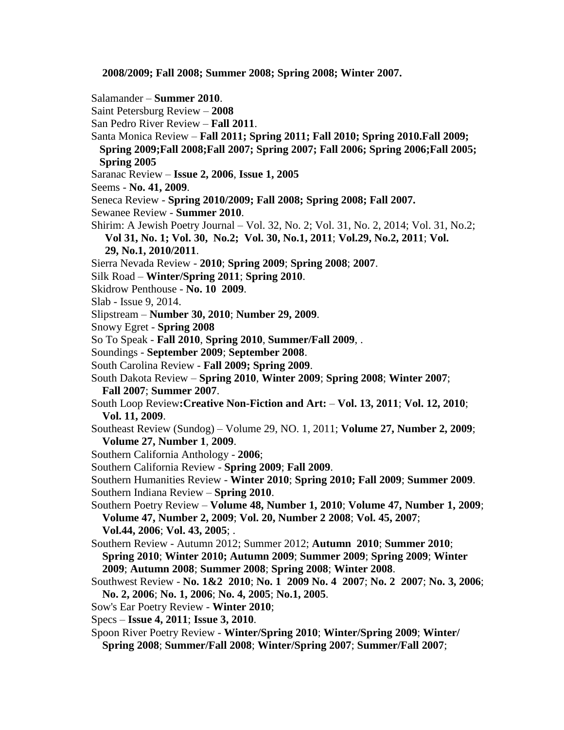**2008/2009; Fall 2008; Summer 2008; Spring 2008; Winter 2007.**

Salamander – **Summer 2010**.

Saint Petersburg Review – **2008**

San Pedro River Review – **Fall 2011**.

Santa Monica Review – **Fall 2011; Spring 2011; Fall 2010; Spring 2010.Fall 2009; Spring 2009;Fall 2008;Fall 2007; Spring 2007; Fall 2006; Spring 2006;Fall 2005; Spring 2005**

Saranac Review – **Issue 2, 2006**, **Issue 1, 2005**

Seems - **No. 41, 2009**.

Seneca Review - **Spring 2010/2009; Fall 2008; Spring 2008; Fall 2007.**

Sewanee Review - **Summer 2010**.

Shirim: A Jewish Poetry Journal – Vol. 32, No. 2; Vol. 31, No. 2, 2014; Vol. 31, No.2; **Vol 31, No. 1; Vol. 30, No.2; Vol. 30, No.1, 2011**; **Vol.29, No.2, 2011**; **Vol. 29, No.1, 2010/2011**.

Sierra Nevada Review - **2010**; **Spring 2009**; **Spring 2008**; **2007**.

Silk Road – **Winter/Spring 2011**; **Spring 2010**.

Skidrow Penthouse - **No. 10 2009**.

Slab - Issue 9, 2014.

Slipstream – **Number 30, 2010**; **Number 29, 2009**.

Snowy Egret - **Spring 2008**

So To Speak - **Fall 2010**, **Spring 2010**, **Summer/Fall 2009**, .

Soundings - **September 2009**; **September 2008**.

South Carolina Review - **Fall 2009; Spring 2009**.

South Dakota Review – **Spring 2010**, **Winter 2009**; **Spring 2008**; **Winter 2007**; **Fall 2007**; **Summer 2007**.

South Loop Review**:Creative Non-Fiction and Art:** – **Vol. 13, 2011**; **Vol. 12, 2010**; **Vol. 11, 2009**.

Southeast Review (Sundog) – Volume 29, NO. 1, 2011; **Volume 27, Number 2, 2009**; **Volume 27, Number 1**, **2009**.

Southern California Anthology - **2006**;

Southern California Review - **Spring 2009**; **Fall 2009**.

Southern Humanities Review - **Winter 2010**; **Spring 2010; Fall 2009**; **Summer 2009**.

Southern Indiana Review – **Spring 2010**.

Southern Poetry Review – **Volume 48, Number 1, 2010**; **Volume 47, Number 1, 2009**; **Volume 47, Number 2, 2009**; **Vol. 20, Number 2 2008**; **Vol. 45, 2007**; **Vol.44, 2006**; **Vol. 43, 2005**; .

Southern Review - Autumn 2012; Summer 2012; **Autumn 2010**; **Summer 2010**; **Spring 2010**; **Winter 2010; Autumn 2009**; **Summer 2009**; **Spring 2009**; **Winter 2009**; **Autumn 2008**; **Summer 2008**; **Spring 2008**; **Winter 2008**.

Southwest Review - **No. 1&2 2010**; **No. 1 2009 No. 4 2007**; **No. 2 2007**; **No. 3, 2006**; **No. 2, 2006**; **No. 1, 2006**; **No. 4, 2005**; **No.1, 2005**.

Sow's Ear Poetry Review - **Winter 2010**;

Specs – **Issue 4, 2011**; **Issue 3, 2010**.

Spoon River Poetry Review - **Winter/Spring 2010**; **Winter/Spring 2009**; **Winter/ Spring 2008**; **Summer/Fall 2008**; **Winter/Spring 2007**; **Summer/Fall 2007**;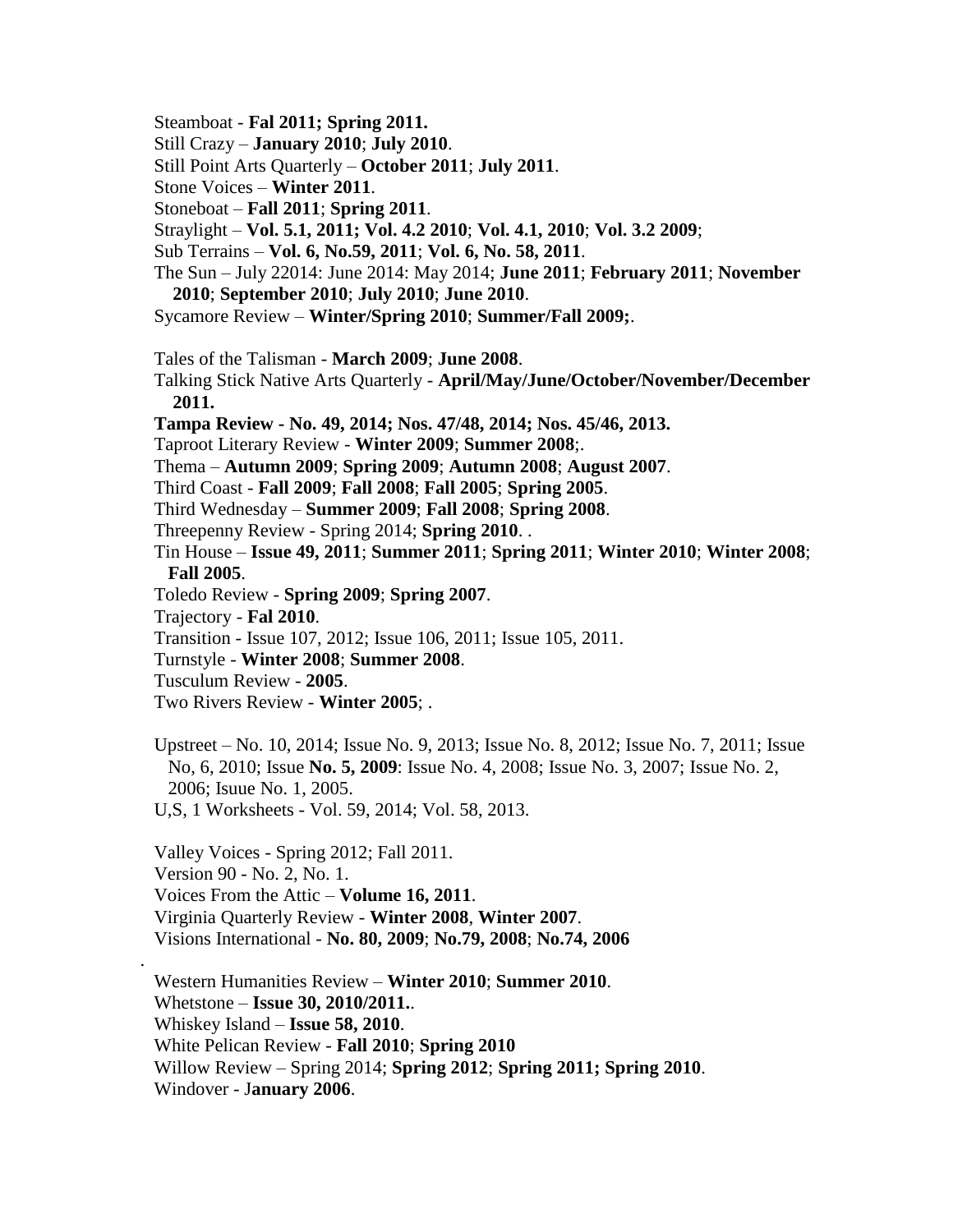Steamboat - **Fal 2011; Spring 2011.**
Still Crazy – **January 2010**; **July 2010**.
Still Point Arts Quarterly – **October 2011**; **July 2011**.
Stone Voices – **Winter 2011**.
Stoneboat – **Fall 2011**; **Spring 2011**.
Straylight – **Vol. 5.1, 2011; Vol. 4.2 2010**; **Vol. 4.1, 2010**; **Vol. 3.2 2009**;
Sub Terrains – **Vol. 6, No.59, 2011**; **Vol. 6, No. 58, 2011**.
The Sun – July 22014: June 2014: May 2014; **June 2011**; **February 2011**; **November 2010**; **September 2010**; **July 2010**; **June 2010**.
Sycamore Review – **Winter/Spring 2010**; **Summer/Fall 2009;**.

Tales of the Talisman - **March 2009**; **June 2008**.
Talking Stick Native Arts Quarterly - **April/May/June/October/November/December 2011.**
**Tampa Review - No. 49, 2014; Nos. 47/48, 2014; Nos. 45/46, 2013.**
Taproot Literary Review - **Winter 2009**; **Summer 2008**;.
Thema – **Autumn 2009**; **Spring 2009**; **Autumn 2008**; **August 2007**.
Third Coast - **Fall 2009**; **Fall 2008**; **Fall 2005**; **Spring 2005**.
Third Wednesday – **Summer 2009**; **Fall 2008**; **Spring 2008**.
Threepenny Review - Spring 2014; **Spring 2010**. .
Tin House – **Issue 49, 2011**; **Summer 2011**; **Spring 2011**; **Winter 2010**; **Winter 2008**; **Fall 2005**.
Toledo Review - **Spring 2009**; **Spring 2007**.
Trajectory - **Fal 2010**.
Transition - Issue 107, 2012; Issue 106, 2011; Issue 105, 2011.
Turnstyle - **Winter 2008**; **Summer 2008**.
Tusculum Review - **2005**.
Two Rivers Review - **Winter 2005**; .

Upstreet – No. 10, 2014; Issue No. 9, 2013; Issue No. 8, 2012; Issue No. 7, 2011; Issue No, 6, 2010; Issue **No. 5, 2009**: Issue No. 4, 2008; Issue No. 3, 2007; Issue No. 2, 2006; Isuue No. 1, 2005.
U,S, 1 Worksheets - Vol. 59, 2014; Vol. 58, 2013.

Valley Voices - Spring 2012; Fall 2011.
Version 90 - No. 2, No. 1.
Voices From the Attic – **Volume 16, 2011**.
Virginia Quarterly Review - **Winter 2008**, **Winter 2007**.
Visions International - **No. 80, 2009**; **No.79, 2008**; **No.74, 2006**

.
Western Humanities Review – **Winter 2010**; **Summer 2010**.
Whetstone – **Issue 30, 2010/2011.**.
Whiskey Island – **Issue 58, 2010**.
White Pelican Review - **Fall 2010**; **Spring 2010**
Willow Review – Spring 2014; **Spring 2012**; **Spring 2011; Spring 2010**.
Windover - J**anuary 2006**.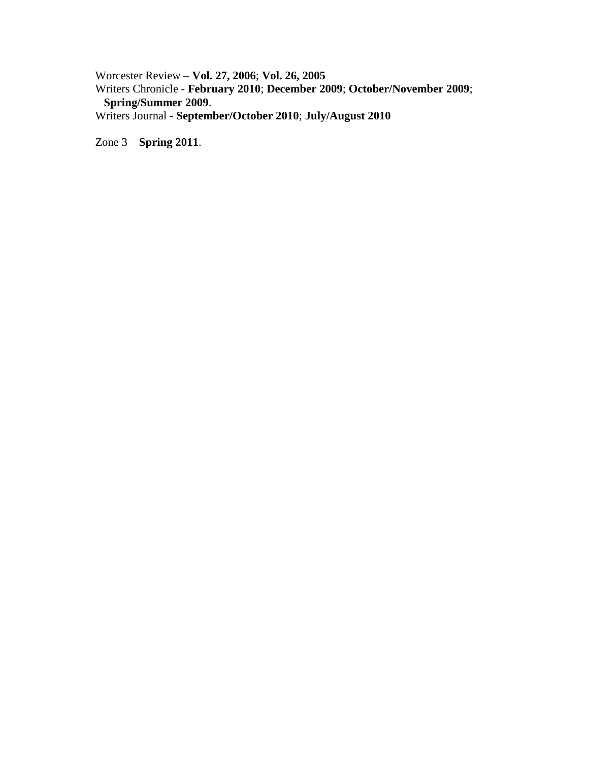Worcester Review – **Vol. 27, 2006**; **Vol. 26, 2005**
Writers Chronicle - **February 2010**; **December 2009**; **October/November 2009**; **Spring/Summer 2009**.
Writers Journal - **September/October 2010**; **July/August 2010**

Zone 3 – **Spring 2011**.